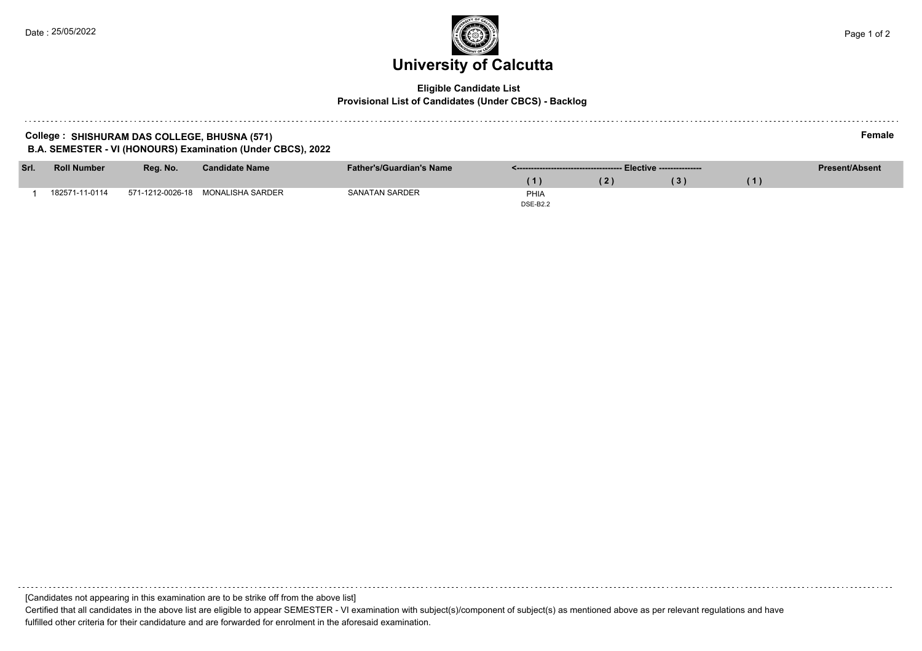Date : 25/05/2022

# University of Calcutta

**Eligible Candidate List**
**Provisional List of Candidates (Under CBCS) - Backlog**

**College : SHISHURAM DAS COLLEGE, BHUSNA (571)** **Female**
**B.A. SEMESTER - VI (HONOURS) Examination (Under CBCS), 2022**

| Srl. | Roll Number | Reg. No. | Candidate Name | Father's/Guardian's Name | <------------------------------------ Elective -------------- | | | | Present/Absent |
|---|---|---|---|---|---|---|---|---|---|
| | | | | | ( 1 ) | ( 2 ) | ( 3 ) | ( 1 ) | |
| 1 | 182571-11-0114 | 571-1212-0026-18 | MONALISHA SARDER | SANATAN SARDER | PHIA DSE-B2.2 | | | | |

[Candidates not appearing in this examination are to be strike off from the above list]

Certified that all candidates in the above list are eligible to appear SEMESTER - VI examination with subject(s)/component of subject(s) as mentioned above as per relevant regulations and have fulfilled other criteria for their candidature and are forwarded for enrolment in the aforesaid examination.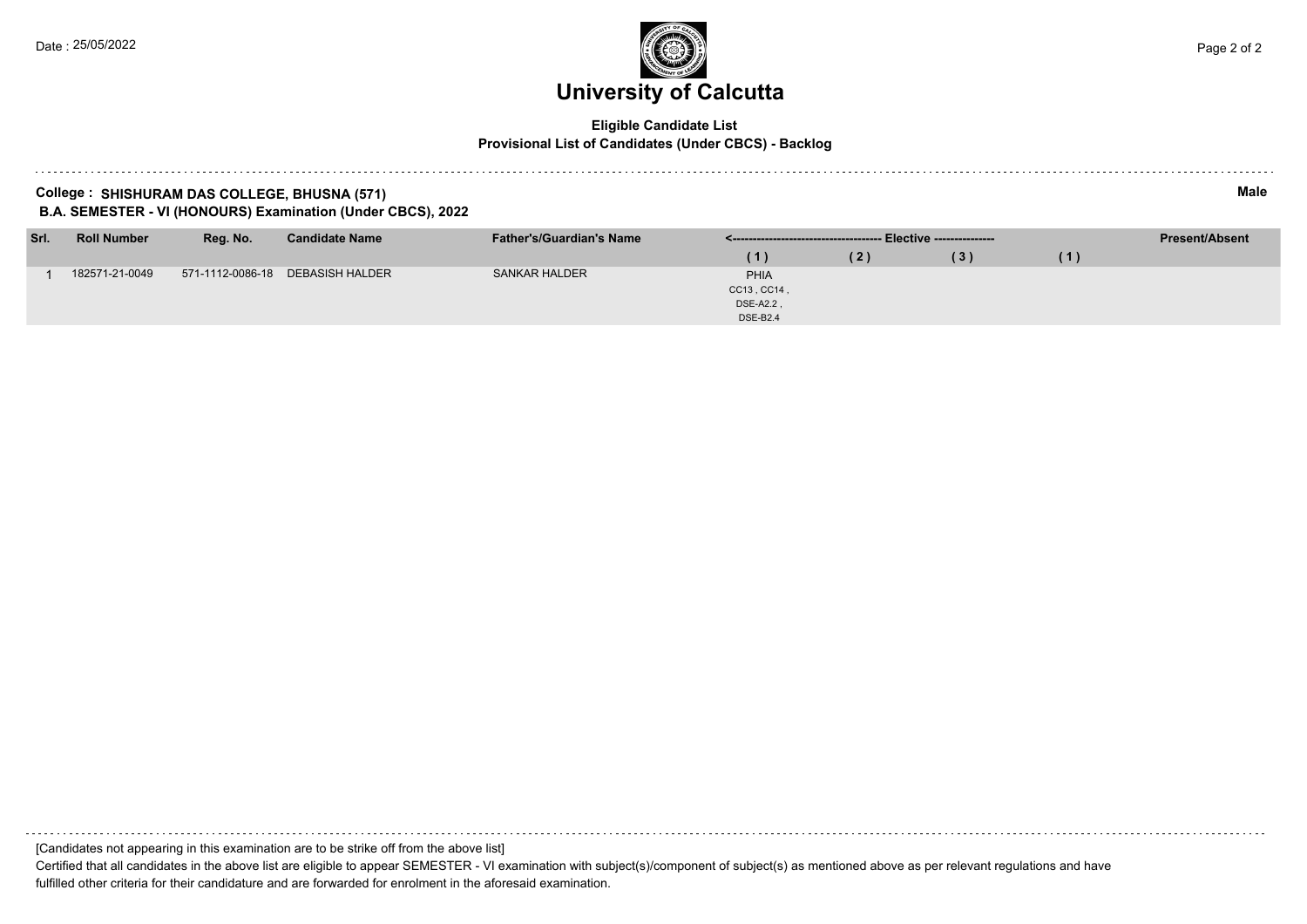Date : 25/05/2022

# University of Calcutta

**Eligible Candidate List**
**Provisional List of Candidates (Under CBCS) - Backlog**

**College : SHISHURAM DAS COLLEGE, BHUSNA (571)**
**B.A. SEMESTER - VI (HONOURS) Examination (Under CBCS), 2022**

**Male**

| Srl. | Roll Number | Reg. No. | Candidate Name | Father's/Guardian's Name | <------------------------------------ Elective -------------- | | | | Present/Absent |
|---|---|---|---|---|---|---|---|---|---|
| | | | | | (1) | (2) | (3) | (1) | |
| 1 | 182571-21-0049 | 571-1112-0086-18 | DEBASISH HALDER | SANKAR HALDER | PHIA CC13 , CC14 , DSE-A2.2 , DSE-B2.4 | | | | |

[Candidates not appearing in this examination are to be strike off from the above list]

Certified that all candidates in the above list are eligible to appear SEMESTER - VI examination with subject(s)/component of subject(s) as mentioned above as per relevant regulations and have fulfilled other criteria for their candidature and are forwarded for enrolment in the aforesaid examination.